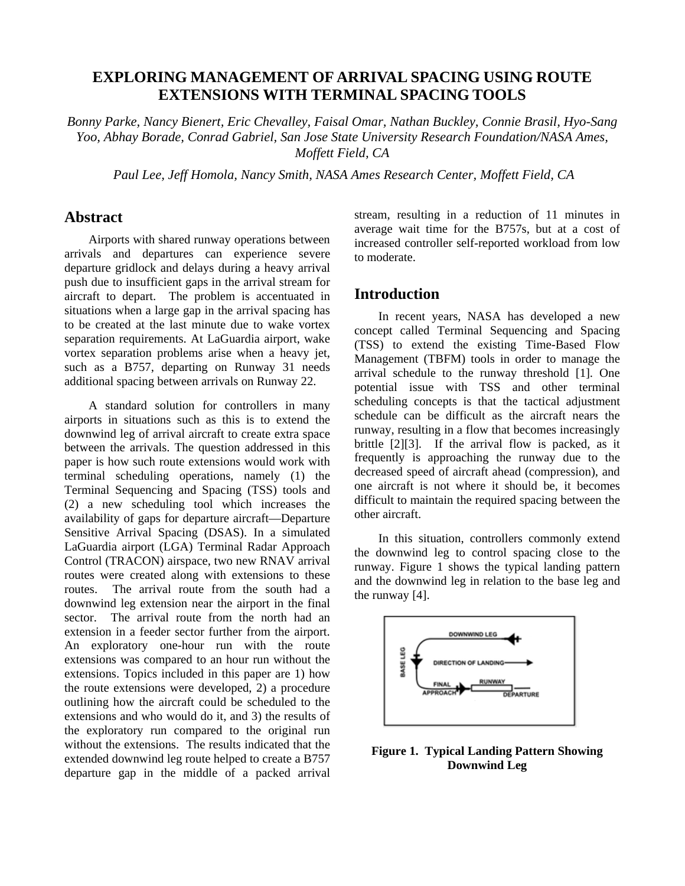# EXPLORING MANAGEMENT OF ARRIVAL SPACING USING ROUTE EXTENSIONS WITH TERMINAL SPACING TOOLS

*Bonny Parke, Nancy Bienert, Eric Chevalley, Faisal Omar, Nathan Buckley, Connie Brasil, Hyo-Sang Yoo, Abhay Borade, Conrad Gabriel, San Jose State University Research Foundation/NASA Ames, Moffett Field, CA*

*Paul Lee, Jeff Homola, Nancy Smith, NASA Ames Research Center, Moffett Field, CA*

## Abstract

Airports with shared runway operations between arrivals and departures can experience severe departure gridlock and delays during a heavy arrival push due to insufficient gaps in the arrival stream for aircraft to depart. The problem is accentuated in situations when a large gap in the arrival spacing has to be created at the last minute due to wake vortex separation requirements. At LaGuardia airport, wake vortex separation problems arise when a heavy jet, such as a B757, departing on Runway 31 needs additional spacing between arrivals on Runway 22.

A standard solution for controllers in many airports in situations such as this is to extend the downwind leg of arrival aircraft to create extra space between the arrivals. The question addressed in this paper is how such route extensions would work with terminal scheduling operations, namely (1) the Terminal Sequencing and Spacing (TSS) tools and (2) a new scheduling tool which increases the availability of gaps for departure aircraft—Departure Sensitive Arrival Spacing (DSAS). In a simulated LaGuardia airport (LGA) Terminal Radar Approach Control (TRACON) airspace, two new RNAV arrival routes were created along with extensions to these routes. The arrival route from the south had a downwind leg extension near the airport in the final sector. The arrival route from the north had an extension in a feeder sector further from the airport. An exploratory one-hour run with the route extensions was compared to an hour run without the extensions. Topics included in this paper are 1) how the route extensions were developed, 2) a procedure outlining how the aircraft could be scheduled to the extensions and who would do it, and 3) the results of the exploratory run compared to the original run without the extensions. The results indicated that the extended downwind leg route helped to create a B757 departure gap in the middle of a packed arrival stream, resulting in a reduction of 11 minutes in average wait time for the B757s, but at a cost of increased controller self-reported workload from low to moderate.

## Introduction

In recent years, NASA has developed a new concept called Terminal Sequencing and Spacing (TSS) to extend the existing Time-Based Flow Management (TBFM) tools in order to manage the arrival schedule to the runway threshold [1]. One potential issue with TSS and other terminal scheduling concepts is that the tactical adjustment schedule can be difficult as the aircraft nears the runway, resulting in a flow that becomes increasingly brittle [2][3]. If the arrival flow is packed, as it frequently is approaching the runway due to the decreased speed of aircraft ahead (compression), and one aircraft is not where it should be, it becomes difficult to maintain the required spacing between the other aircraft.

In this situation, controllers commonly extend the downwind leg to control spacing close to the runway. Figure 1 shows the typical landing pattern and the downwind leg in relation to the base leg and the runway [4].

**Figure 1. Typical Landing Pattern Showing Downwind Leg**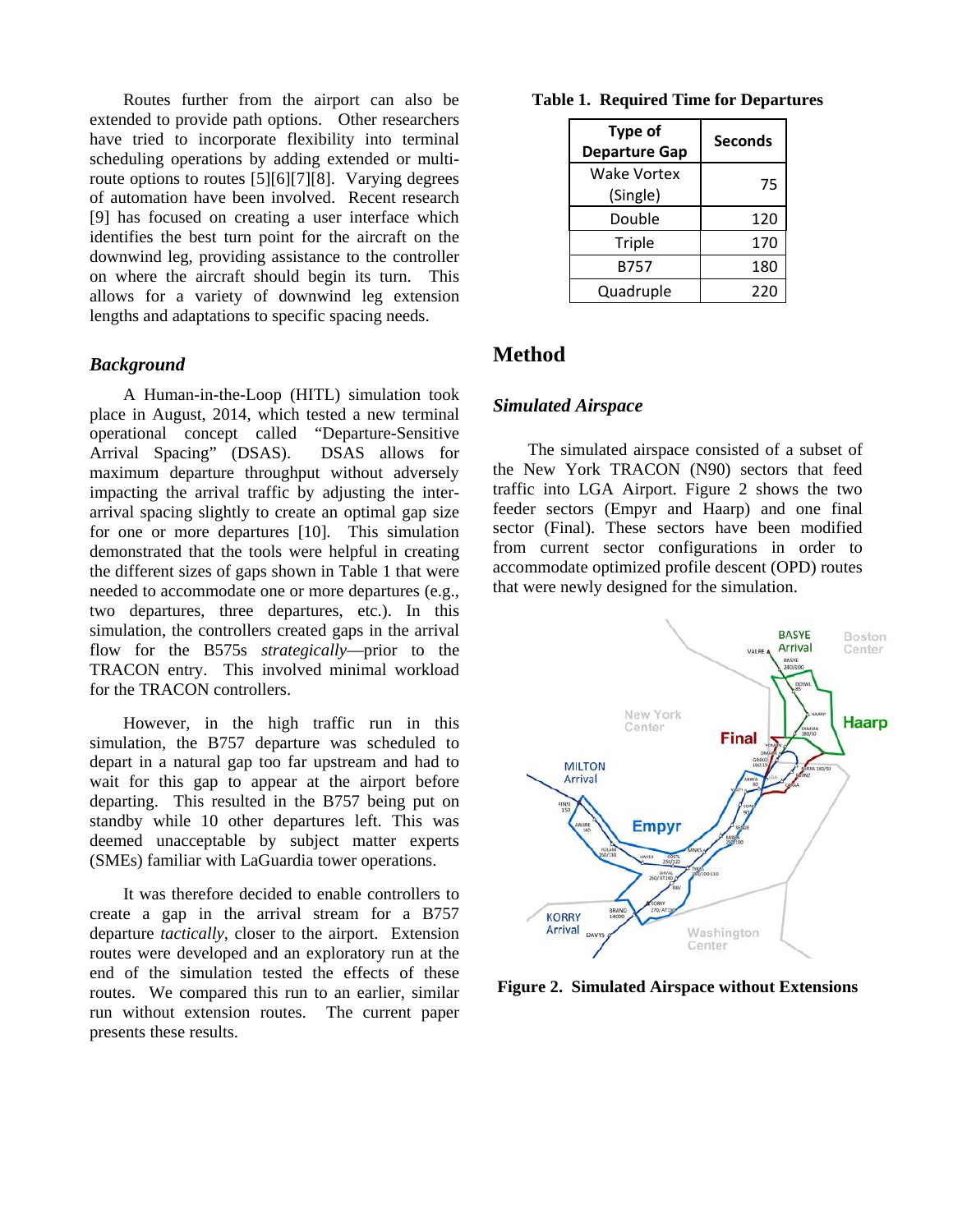Routes further from the airport can also be extended to provide path options. Other researchers have tried to incorporate flexibility into terminal scheduling operations by adding extended or multi-route options to routes [5][6][7][8]. Varying degrees of automation have been involved. Recent research [9] has focused on creating a user interface which identifies the best turn point for the aircraft on the downwind leg, providing assistance to the controller on where the aircraft should begin its turn. This allows for a variety of downwind leg extension lengths and adaptations to specific spacing needs.

### *Background*

A Human-in-the-Loop (HITL) simulation took place in August, 2014, which tested a new terminal operational concept called "Departure-Sensitive Arrival Spacing" (DSAS). DSAS allows for maximum departure throughput without adversely impacting the arrival traffic by adjusting the inter-arrival spacing slightly to create an optimal gap size for one or more departures [10]. This simulation demonstrated that the tools were helpful in creating the different sizes of gaps shown in Table 1 that were needed to accommodate one or more departures (e.g., two departures, three departures, etc.). In this simulation, the controllers created gaps in the arrival flow for the B575s *strategically*—prior to the TRACON entry. This involved minimal workload for the TRACON controllers.

However, in the high traffic run in this simulation, the B757 departure was scheduled to depart in a natural gap too far upstream and had to wait for this gap to appear at the airport before departing. This resulted in the B757 being put on standby while 10 other departures left. This was deemed unacceptable by subject matter experts (SMEs) familiar with LaGuardia tower operations.

It was therefore decided to enable controllers to create a gap in the arrival stream for a B757 departure *tactically*, closer to the airport. Extension routes were developed and an exploratory run at the end of the simulation tested the effects of these routes. We compared this run to an earlier, similar run without extension routes. The current paper presents these results.

**Table 1. Required Time for Departures**

| Type of Departure Gap | Seconds |
|---|---|
| Wake Vortex (Single) | 75 |
| Double | 120 |
| Triple | 170 |
| B757 | 180 |
| Quadruple | 220 |

## Method

### *Simulated Airspace*

The simulated airspace consisted of a subset of the New York TRACON (N90) sectors that feed traffic into LGA Airport. Figure 2 shows the two feeder sectors (Empyr and Haarp) and one final sector (Final). These sectors have been modified from current sector configurations in order to accommodate optimized profile descent (OPD) routes that were newly designed for the simulation.

**Figure 2. Simulated Airspace without Extensions**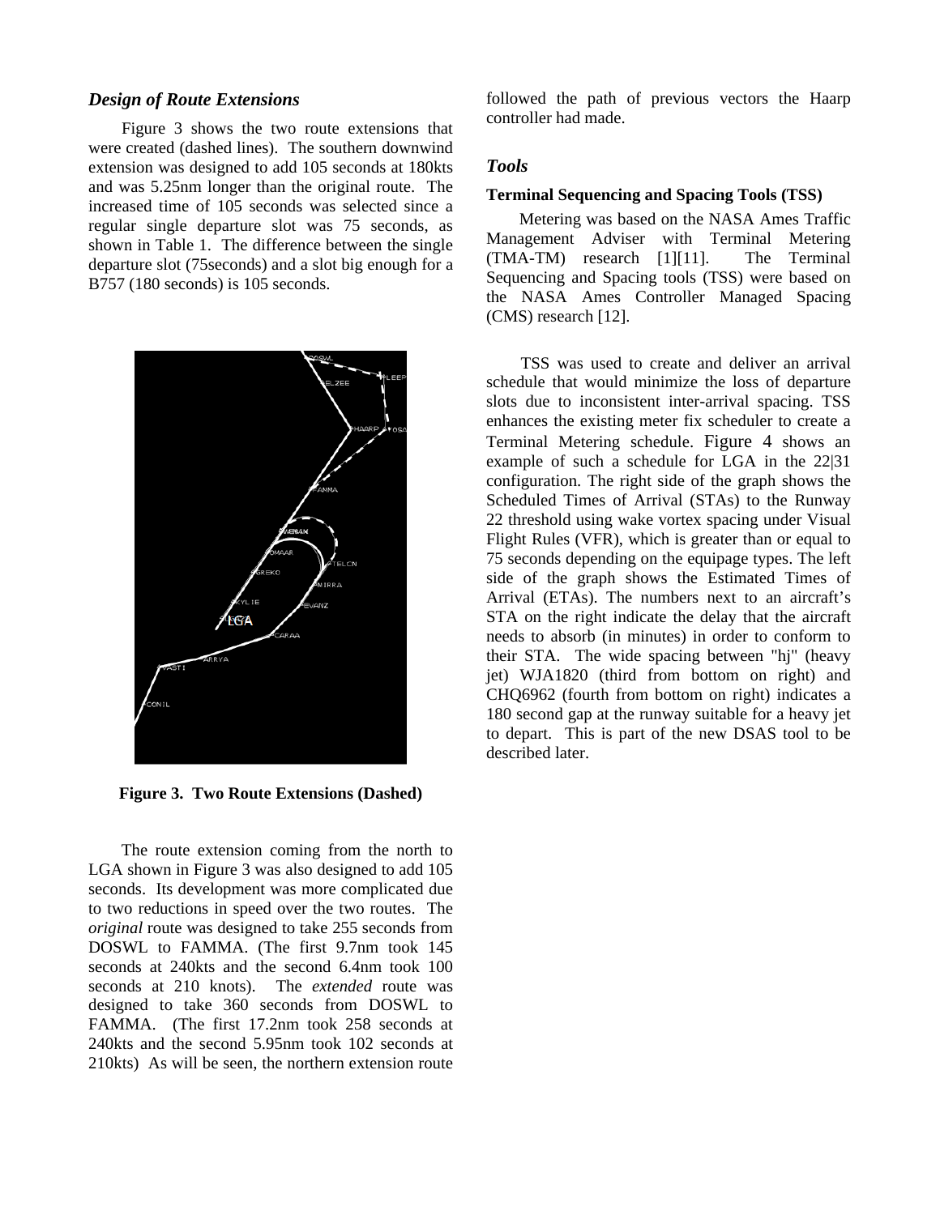### *Design of Route Extensions*

Figure 3 shows the two route extensions that were created (dashed lines). The southern downwind extension was designed to add 105 seconds at 180kts and was 5.25nm longer than the original route. The increased time of 105 seconds was selected since a regular single departure slot was 75 seconds, as shown in Table 1. The difference between the single departure slot (75seconds) and a slot big enough for a B757 (180 seconds) is 105 seconds.

**Figure 3. Two Route Extensions (Dashed)**

The route extension coming from the north to LGA shown in Figure 3 was also designed to add 105 seconds. Its development was more complicated due to two reductions in speed over the two routes. The *original* route was designed to take 255 seconds from DOSWL to FAMMA. (The first 9.7nm took 145 seconds at 240kts and the second 6.4nm took 100 seconds at 210 knots). The *extended* route was designed to take 360 seconds from DOSWL to FAMMA. (The first 17.2nm took 258 seconds at 240kts and the second 5.95nm took 102 seconds at 210kts) As will be seen, the northern extension route followed the path of previous vectors the Haarp controller had made.

### *Tools*

**Terminal Sequencing and Spacing Tools (TSS)**

Metering was based on the NASA Ames Traffic Management Adviser with Terminal Metering (TMA-TM) research [1][11]. The Terminal Sequencing and Spacing tools (TSS) were based on the NASA Ames Controller Managed Spacing (CMS) research [12].

TSS was used to create and deliver an arrival schedule that would minimize the loss of departure slots due to inconsistent inter-arrival spacing. TSS enhances the existing meter fix scheduler to create a Terminal Metering schedule. Figure 4 shows an example of such a schedule for LGA in the 22|31 configuration. The right side of the graph shows the Scheduled Times of Arrival (STAs) to the Runway 22 threshold using wake vortex spacing under Visual Flight Rules (VFR), which is greater than or equal to 75 seconds depending on the equipage types. The left side of the graph shows the Estimated Times of Arrival (ETAs). The numbers next to an aircraft's STA on the right indicate the delay that the aircraft needs to absorb (in minutes) in order to conform to their STA. The wide spacing between "hj" (heavy jet) WJA1820 (third from bottom on right) and CHQ6962 (fourth from bottom on right) indicates a 180 second gap at the runway suitable for a heavy jet to depart. This is part of the new DSAS tool to be described later.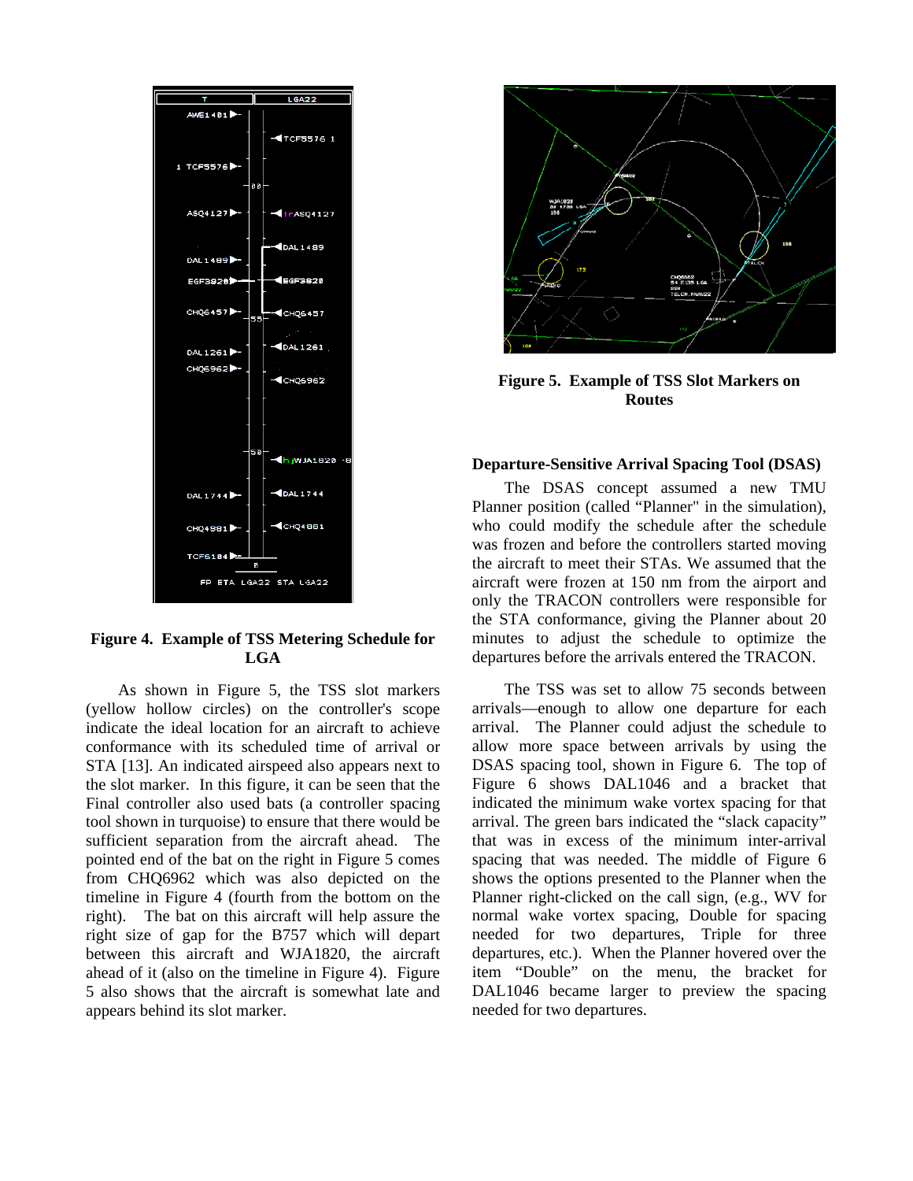**Figure 4. Example of TSS Metering Schedule for LGA**

As shown in Figure 5, the TSS slot markers (yellow hollow circles) on the controller's scope indicate the ideal location for an aircraft to achieve conformance with its scheduled time of arrival or STA [13]. An indicated airspeed also appears next to the slot marker. In this figure, it can be seen that the Final controller also used bats (a controller spacing tool shown in turquoise) to ensure that there would be sufficient separation from the aircraft ahead. The pointed end of the bat on the right in Figure 5 comes from CHQ6962 which was also depicted on the timeline in Figure 4 (fourth from the bottom on the right). The bat on this aircraft will help assure the right size of gap for the B757 which will depart between this aircraft and WJA1820, the aircraft ahead of it (also on the timeline in Figure 4). Figure 5 also shows that the aircraft is somewhat late and appears behind its slot marker.

**Figure 5. Example of TSS Slot Markers on Routes**

### Departure-Sensitive Arrival Spacing Tool (DSAS)

The DSAS concept assumed a new TMU Planner position (called "Planner" in the simulation), who could modify the schedule after the schedule was frozen and before the controllers started moving the aircraft to meet their STAs. We assumed that the aircraft were frozen at 150 nm from the airport and only the TRACON controllers were responsible for the STA conformance, giving the Planner about 20 minutes to adjust the schedule to optimize the departures before the arrivals entered the TRACON.

The TSS was set to allow 75 seconds between arrivals—enough to allow one departure for each arrival. The Planner could adjust the schedule to allow more space between arrivals by using the DSAS spacing tool, shown in Figure 6. The top of Figure 6 shows DAL1046 and a bracket that indicated the minimum wake vortex spacing for that arrival. The green bars indicated the "slack capacity" that was in excess of the minimum inter-arrival spacing that was needed. The middle of Figure 6 shows the options presented to the Planner when the Planner right-clicked on the call sign, (e.g., WV for normal wake vortex spacing, Double for spacing needed for two departures, Triple for three departures, etc.). When the Planner hovered over the item "Double" on the menu, the bracket for DAL1046 became larger to preview the spacing needed for two departures.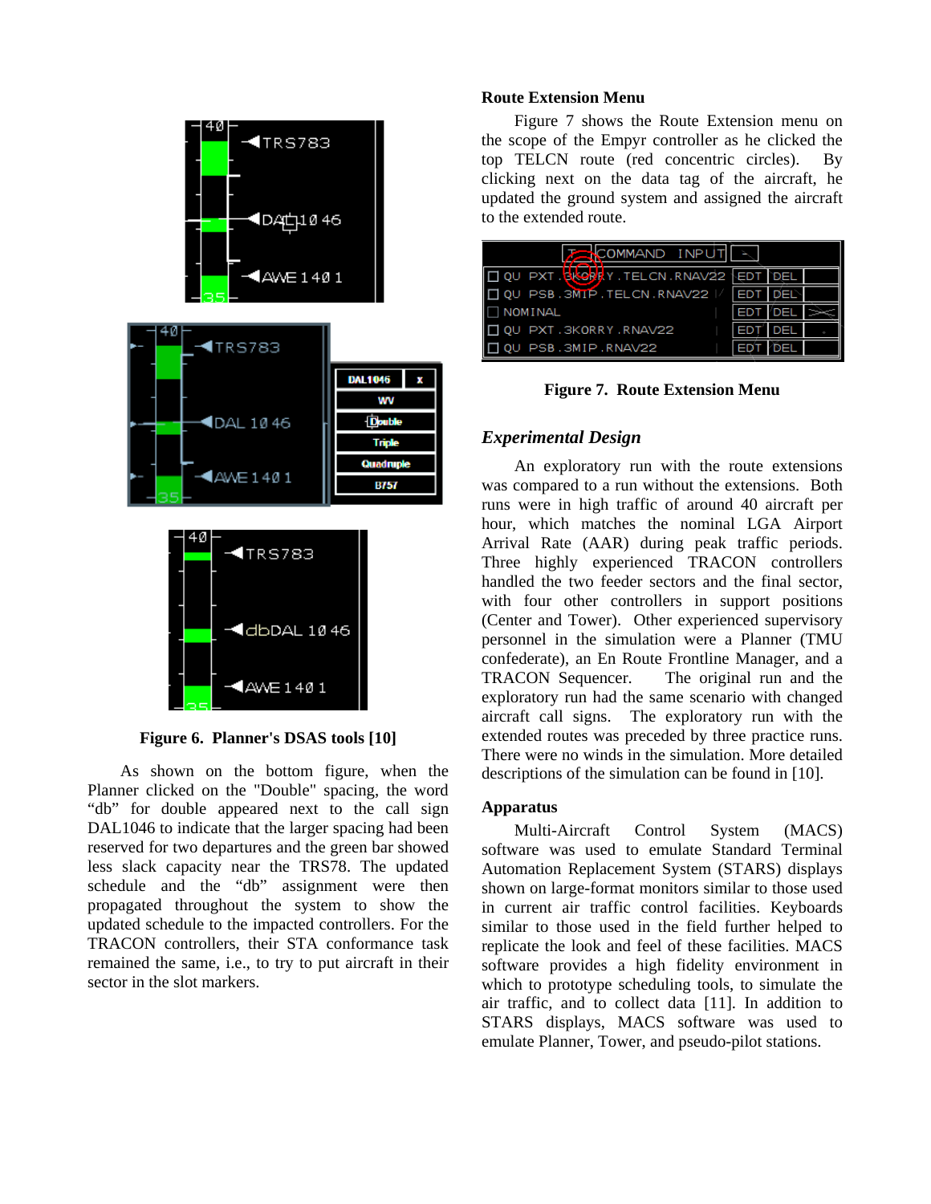Figure 6. Planner's DSAS tools [10]

As shown on the bottom figure, when the Planner clicked on the "Double" spacing, the word "db" for double appeared next to the call sign DAL1046 to indicate that the larger spacing had been reserved for two departures and the green bar showed less slack capacity near the TRS78. The updated schedule and the "db" assignment were then propagated throughout the system to show the updated schedule to the impacted controllers. For the TRACON controllers, their STA conformance task remained the same, i.e., to try to put aircraft in their sector in the slot markers.

### Route Extension Menu

Figure 7 shows the Route Extension menu on the scope of the Empyr controller as he clicked the top TELCN route (red concentric circles). By clicking next on the data tag of the aircraft, he updated the ground system and assigned the aircraft to the extended route.

Figure 7. Route Extension Menu

## *Experimental Design*

An exploratory run with the route extensions was compared to a run without the extensions. Both runs were in high traffic of around 40 aircraft per hour, which matches the nominal LGA Airport Arrival Rate (AAR) during peak traffic periods. Three highly experienced TRACON controllers handled the two feeder sectors and the final sector, with four other controllers in support positions (Center and Tower). Other experienced supervisory personnel in the simulation were a Planner (TMU confederate), an En Route Frontline Manager, and a TRACON Sequencer. The original run and the exploratory run had the same scenario with changed aircraft call signs. The exploratory run with the extended routes was preceded by three practice runs. There were no winds in the simulation. More detailed descriptions of the simulation can be found in [10].

### Apparatus

Multi-Aircraft Control System (MACS) software was used to emulate Standard Terminal Automation Replacement System (STARS) displays shown on large-format monitors similar to those used in current air traffic control facilities. Keyboards similar to those used in the field further helped to replicate the look and feel of these facilities. MACS software provides a high fidelity environment in which to prototype scheduling tools, to simulate the air traffic, and to collect data [11]. In addition to STARS displays, MACS software was used to emulate Planner, Tower, and pseudo-pilot stations.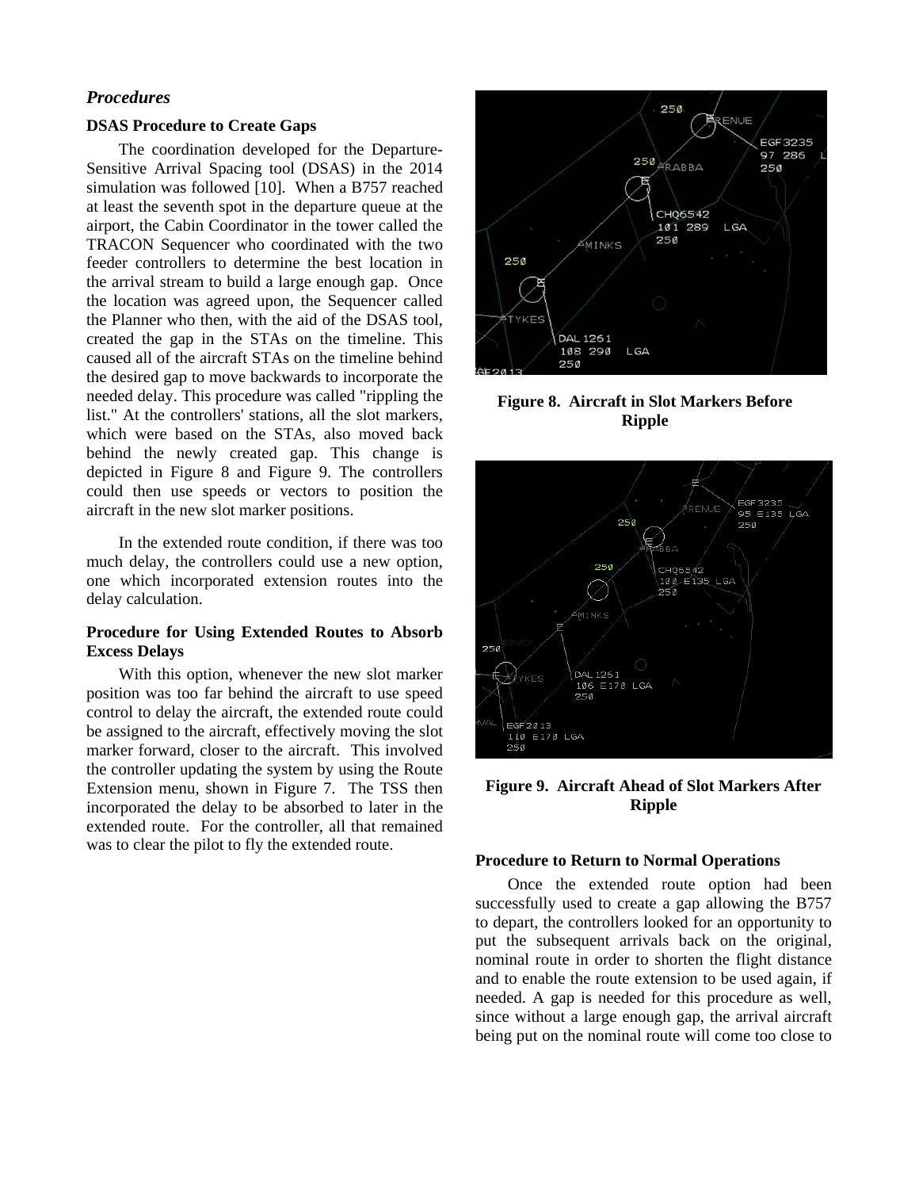### *Procedures*

#### DSAS Procedure to Create Gaps

The coordination developed for the Departure-Sensitive Arrival Spacing tool (DSAS) in the 2014 simulation was followed [10]. When a B757 reached at least the seventh spot in the departure queue at the airport, the Cabin Coordinator in the tower called the TRACON Sequencer who coordinated with the two feeder controllers to determine the best location in the arrival stream to build a large enough gap. Once the location was agreed upon, the Sequencer called the Planner who then, with the aid of the DSAS tool, created the gap in the STAs on the timeline. This caused all of the aircraft STAs on the timeline behind the desired gap to move backwards to incorporate the needed delay. This procedure was called "rippling the list." At the controllers' stations, all the slot markers, which were based on the STAs, also moved back behind the newly created gap. This change is depicted in Figure 8 and Figure 9. The controllers could then use speeds or vectors to position the aircraft in the new slot marker positions.

In the extended route condition, if there was too much delay, the controllers could use a new option, one which incorporated extension routes into the delay calculation.

#### Procedure for Using Extended Routes to Absorb Excess Delays

With this option, whenever the new slot marker position was too far behind the aircraft to use speed control to delay the aircraft, the extended route could be assigned to the aircraft, effectively moving the slot marker forward, closer to the aircraft. This involved the controller updating the system by using the Route Extension menu, shown in Figure 7. The TSS then incorporated the delay to be absorbed to later in the extended route. For the controller, all that remained was to clear the pilot to fly the extended route.

**Figure 8. Aircraft in Slot Markers Before Ripple**

**Figure 9. Aircraft Ahead of Slot Markers After Ripple**

#### Procedure to Return to Normal Operations

Once the extended route option had been successfully used to create a gap allowing the B757 to depart, the controllers looked for an opportunity to put the subsequent arrivals back on the original, nominal route in order to shorten the flight distance and to enable the route extension to be used again, if needed. A gap is needed for this procedure as well, since without a large enough gap, the arrival aircraft being put on the nominal route will come too close to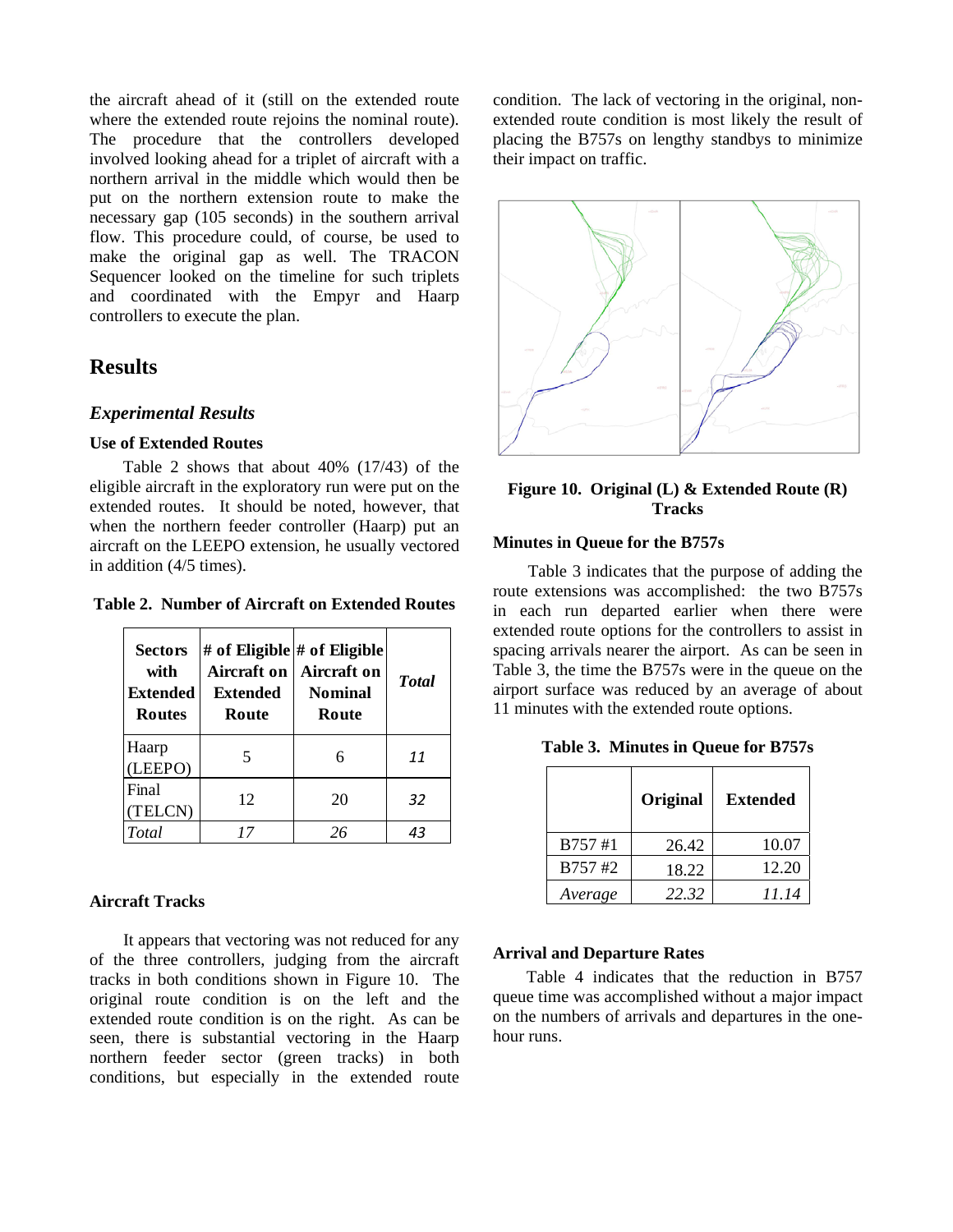the aircraft ahead of it (still on the extended route where the extended route rejoins the nominal route). The procedure that the controllers developed involved looking ahead for a triplet of aircraft with a northern arrival in the middle which would then be put on the northern extension route to make the necessary gap (105 seconds) in the southern arrival flow. This procedure could, of course, be used to make the original gap as well. The TRACON Sequencer looked on the timeline for such triplets and coordinated with the Empyr and Haarp controllers to execute the plan.

## Results

### *Experimental Results*

#### Use of Extended Routes

Table 2 shows that about 40% (17/43) of the eligible aircraft in the exploratory run were put on the extended routes. It should be noted, however, that when the northern feeder controller (Haarp) put an aircraft on the LEEPO extension, he usually vectored in addition (4/5 times).

**Table 2. Number of Aircraft on Extended Routes**

| Sectors with Extended Routes | # of Eligible Aircraft on Extended Route | # of Eligible Aircraft on Nominal Route | *Total* |
|---|---|---|---|
| Haarp (LEEPO) | 5 | 6 | *11* |
| Final (TELCN) | 12 | 20 | *32* |
| *Total* | *17* | *26* | *43* |

#### Aircraft Tracks

It appears that vectoring was not reduced for any of the three controllers, judging from the aircraft tracks in both conditions shown in Figure 10. The original route condition is on the left and the extended route condition is on the right. As can be seen, there is substantial vectoring in the Haarp northern feeder sector (green tracks) in both conditions, but especially in the extended route condition. The lack of vectoring in the original, non-extended route condition is most likely the result of placing the B757s on lengthy standbys to minimize their impact on traffic.

**Figure 10. Original (L) & Extended Route (R) Tracks**

#### Minutes in Queue for the B757s

Table 3 indicates that the purpose of adding the route extensions was accomplished: the two B757s in each run departed earlier when there were extended route options for the controllers to assist in spacing arrivals nearer the airport. As can be seen in Table 3, the time the B757s were in the queue on the airport surface was reduced by an average of about 11 minutes with the extended route options.

**Table 3. Minutes in Queue for B757s**

| | Original | Extended |
|---|---|---|
| B757 #1 | 26.42 | 10.07 |
| B757 #2 | 18.22 | 12.20 |
| *Average* | *22.32* | *11.14* |

#### Arrival and Departure Rates

Table 4 indicates that the reduction in B757 queue time was accomplished without a major impact on the numbers of arrivals and departures in the one-hour runs.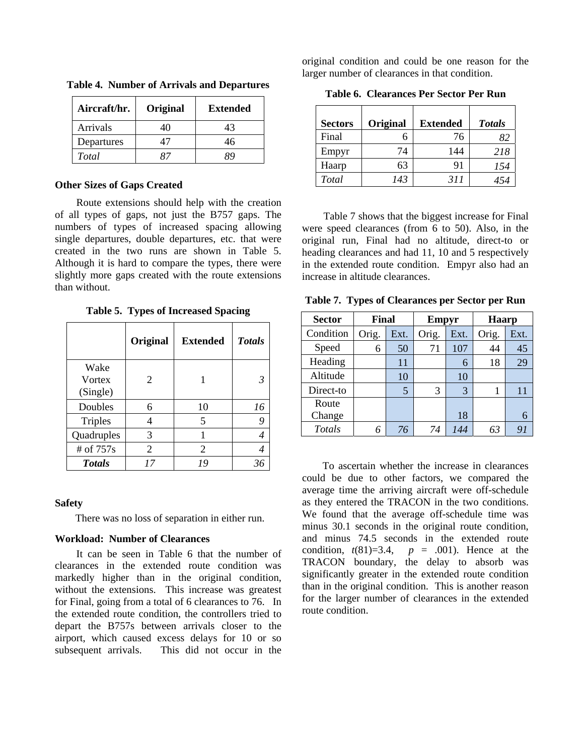**Table 4. Number of Arrivals and Departures**

| Aircraft/hr. | Original | Extended |
|---|---|---|
| Arrivals | 40 | 43 |
| Departures | 47 | 46 |
| *Total* | *87* | *89* |

### Other Sizes of Gaps Created

Route extensions should help with the creation of all types of gaps, not just the B757 gaps. The numbers of types of increased spacing allowing single departures, double departures, etc. that were created in the two runs are shown in Table 5. Although it is hard to compare the types, there were slightly more gaps created with the route extensions than without.

**Table 5. Types of Increased Spacing**

| | Original | Extended | *Totals* |
|---|---|---|---|
| Wake Vortex (Single) | 2 | 1 | *3* |
| Doubles | 6 | 10 | *16* |
| Triples | 4 | 5 | *9* |
| Quadruples | 3 | 1 | *4* |
| # of 757s | 2 | 2 | *4* |
| ***Totals*** | *17* | *19* | *36* |

### Safety

There was no loss of separation in either run.

### Workload: Number of Clearances

It can be seen in Table 6 that the number of clearances in the extended route condition was markedly higher than in the original condition, without the extensions. This increase was greatest for Final, going from a total of 6 clearances to 76. In the extended route condition, the controllers tried to depart the B757s between arrivals closer to the airport, which caused excess delays for 10 or so subsequent arrivals. This did not occur in the original condition and could be one reason for the larger number of clearances in that condition.

**Table 6. Clearances Per Sector Per Run**

| Sectors | Original | Extended | *Totals* |
|---|---|---|---|
| Final | 6 | 76 | *82* |
| Empyr | 74 | 144 | *218* |
| Haarp | 63 | 91 | *154* |
| *Total* | *143* | *311* | *454* |

Table 7 shows that the biggest increase for Final were speed clearances (from 6 to 50). Also, in the original run, Final had no altitude, direct-to or heading clearances and had 11, 10 and 5 respectively in the extended route condition. Empyr also had an increase in altitude clearances.

**Table 7. Types of Clearances per Sector per Run**

| Sector | Final | | Empyr | | Haarp | |
|---|---|---|---|---|---|---|
| Condition | Orig. | Ext. | Orig. | Ext. | Orig. | Ext. |
| Speed | 6 | 50 | 71 | 107 | 44 | 45 |
| Heading | | 11 | | 6 | 18 | 29 |
| Altitude | | 10 | | 10 | | |
| Direct-to | | 5 | 3 | 3 | 1 | 11 |
| Route Change | | | | 18 | | 6 |
| *Totals* | *6* | *76* | *74* | *144* | *63* | *91* |

To ascertain whether the increase in clearances could be due to other factors, we compared the average time the arriving aircraft were off-schedule as they entered the TRACON in the two conditions. We found that the average off-schedule time was minus 30.1 seconds in the original route condition, and minus 74.5 seconds in the extended route condition, $t(81)=3.4$, $p = .001$). Hence at the TRACON boundary, the delay to absorb was significantly greater in the extended route condition than in the original condition. This is another reason for the larger number of clearances in the extended route condition.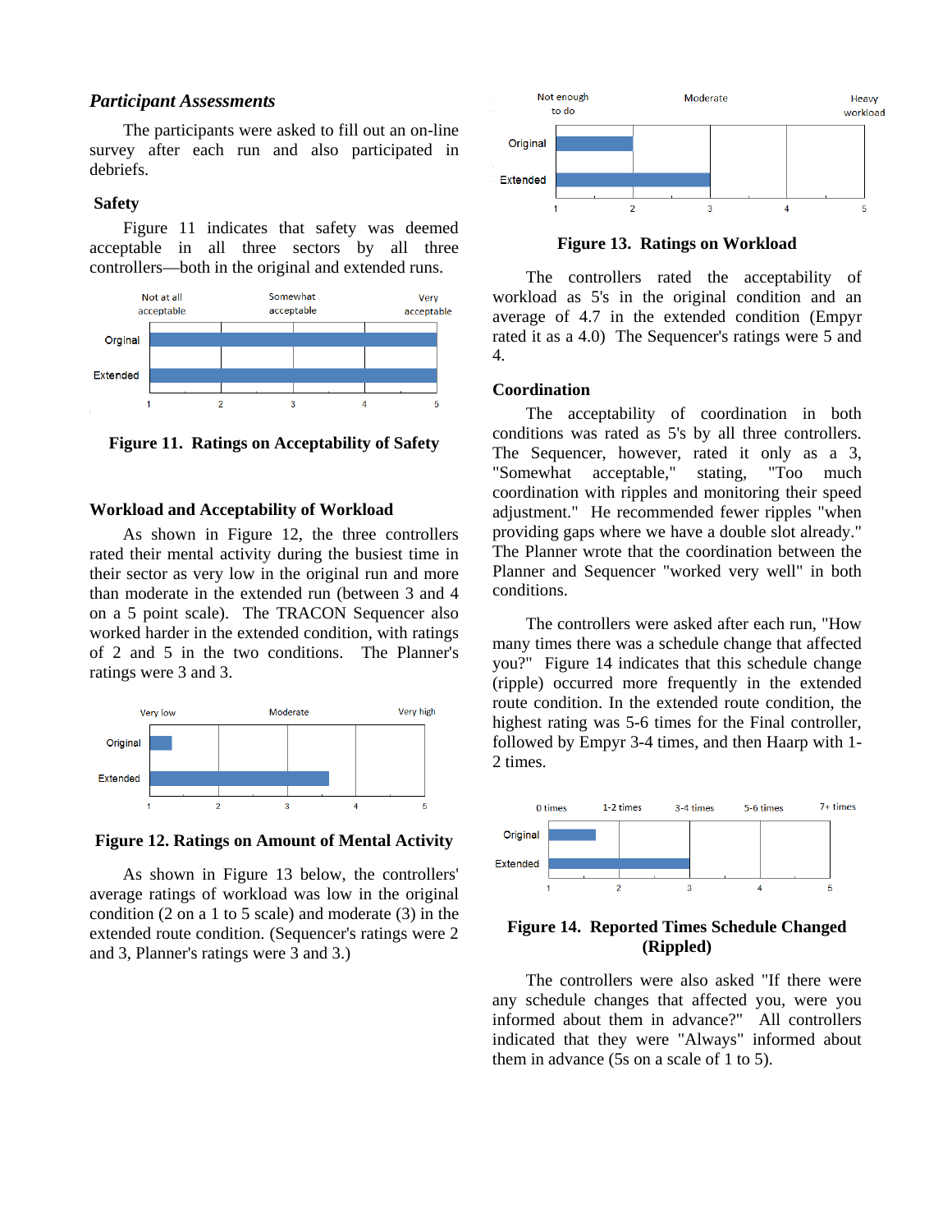### *Participant Assessments*

The participants were asked to fill out an on-line survey after each run and also participated in debriefs.

#### Safety

Figure 11 indicates that safety was deemed acceptable in all three sectors by all three controllers—both in the original and extended runs.

**Figure 11. Ratings on Acceptability of Safety**

#### Workload and Acceptability of Workload

As shown in Figure 12, the three controllers rated their mental activity during the busiest time in their sector as very low in the original run and more than moderate in the extended run (between 3 and 4 on a 5 point scale). The TRACON Sequencer also worked harder in the extended condition, with ratings of 2 and 5 in the two conditions. The Planner's ratings were 3 and 3.

**Figure 12. Ratings on Amount of Mental Activity**

As shown in Figure 13 below, the controllers' average ratings of workload was low in the original condition (2 on a 1 to 5 scale) and moderate (3) in the extended route condition. (Sequencer's ratings were 2 and 3, Planner's ratings were 3 and 3.)

**Figure 13. Ratings on Workload**

The controllers rated the acceptability of workload as 5's in the original condition and an average of 4.7 in the extended condition (Empyr rated it as a 4.0) The Sequencer's ratings were 5 and 4.

#### Coordination

The acceptability of coordination in both conditions was rated as 5's by all three controllers. The Sequencer, however, rated it only as a 3, "Somewhat acceptable," stating, "Too much coordination with ripples and monitoring their speed adjustment." He recommended fewer ripples "when providing gaps where we have a double slot already." The Planner wrote that the coordination between the Planner and Sequencer "worked very well" in both conditions.

The controllers were asked after each run, "How many times there was a schedule change that affected you?" Figure 14 indicates that this schedule change (ripple) occurred more frequently in the extended route condition. In the extended route condition, the highest rating was 5-6 times for the Final controller, followed by Empyr 3-4 times, and then Haarp with 1-2 times.

**Figure 14. Reported Times Schedule Changed (Rippled)**

The controllers were also asked "If there were any schedule changes that affected you, were you informed about them in advance?" All controllers indicated that they were "Always" informed about them in advance (5s on a scale of 1 to 5).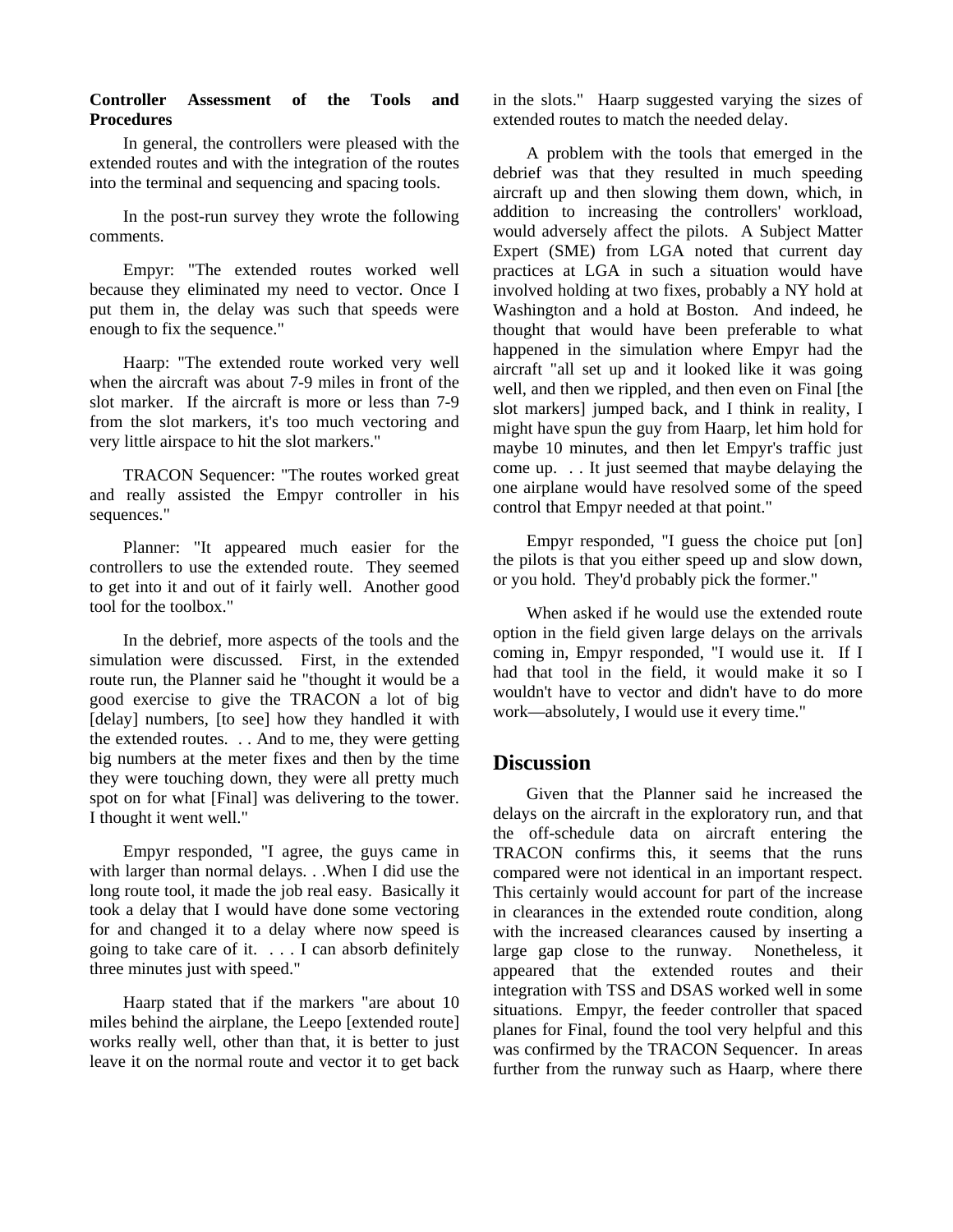**Controller Assessment of the Tools and Procedures**

In general, the controllers were pleased with the extended routes and with the integration of the routes into the terminal and sequencing and spacing tools.

In the post-run survey they wrote the following comments.

Empyr: "The extended routes worked well because they eliminated my need to vector. Once I put them in, the delay was such that speeds were enough to fix the sequence."

Haarp: "The extended route worked very well when the aircraft was about 7-9 miles in front of the slot marker. If the aircraft is more or less than 7-9 from the slot markers, it's too much vectoring and very little airspace to hit the slot markers."

TRACON Sequencer: "The routes worked great and really assisted the Empyr controller in his sequences."

Planner: "It appeared much easier for the controllers to use the extended route. They seemed to get into it and out of it fairly well. Another good tool for the toolbox."

In the debrief, more aspects of the tools and the simulation were discussed. First, in the extended route run, the Planner said he "thought it would be a good exercise to give the TRACON a lot of big [delay] numbers, [to see] how they handled it with the extended routes. . . And to me, they were getting big numbers at the meter fixes and then by the time they were touching down, they were all pretty much spot on for what [Final] was delivering to the tower. I thought it went well."

Empyr responded, "I agree, the guys came in with larger than normal delays. . .When I did use the long route tool, it made the job real easy. Basically it took a delay that I would have done some vectoring for and changed it to a delay where now speed is going to take care of it. . . . I can absorb definitely three minutes just with speed."

Haarp stated that if the markers "are about 10 miles behind the airplane, the Leepo [extended route] works really well, other than that, it is better to just leave it on the normal route and vector it to get back in the slots." Haarp suggested varying the sizes of extended routes to match the needed delay.

A problem with the tools that emerged in the debrief was that they resulted in much speeding aircraft up and then slowing them down, which, in addition to increasing the controllers' workload, would adversely affect the pilots. A Subject Matter Expert (SME) from LGA noted that current day practices at LGA in such a situation would have involved holding at two fixes, probably a NY hold at Washington and a hold at Boston. And indeed, he thought that would have been preferable to what happened in the simulation where Empyr had the aircraft "all set up and it looked like it was going well, and then we rippled, and then even on Final [the slot markers] jumped back, and I think in reality, I might have spun the guy from Haarp, let him hold for maybe 10 minutes, and then let Empyr's traffic just come up. . . It just seemed that maybe delaying the one airplane would have resolved some of the speed control that Empyr needed at that point."

Empyr responded, "I guess the choice put [on] the pilots is that you either speed up and slow down, or you hold. They'd probably pick the former."

When asked if he would use the extended route option in the field given large delays on the arrivals coming in, Empyr responded, "I would use it. If I had that tool in the field, it would make it so I wouldn't have to vector and didn't have to do more work—absolutely, I would use it every time."

## Discussion

Given that the Planner said he increased the delays on the aircraft in the exploratory run, and that the off-schedule data on aircraft entering the TRACON confirms this, it seems that the runs compared were not identical in an important respect. This certainly would account for part of the increase in clearances in the extended route condition, along with the increased clearances caused by inserting a large gap close to the runway. Nonetheless, it appeared that the extended routes and their integration with TSS and DSAS worked well in some situations. Empyr, the feeder controller that spaced planes for Final, found the tool very helpful and this was confirmed by the TRACON Sequencer. In areas further from the runway such as Haarp, where there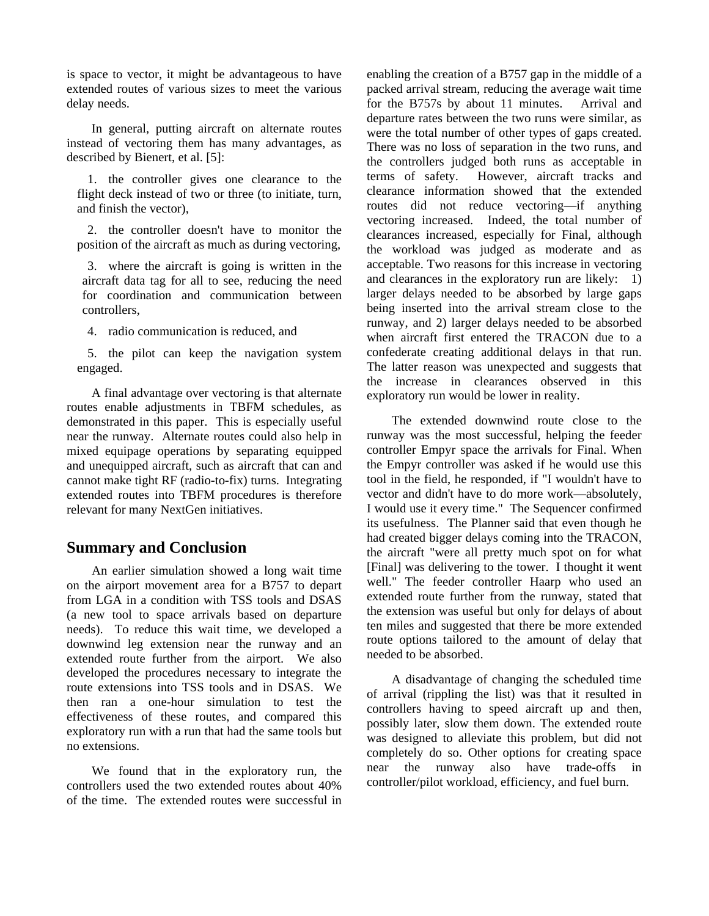is space to vector, it might be advantageous to have extended routes of various sizes to meet the various delay needs.

In general, putting aircraft on alternate routes instead of vectoring them has many advantages, as described by Bienert, et al. [5]:

1. the controller gives one clearance to the flight deck instead of two or three (to initiate, turn, and finish the vector),
2. the controller doesn't have to monitor the position of the aircraft as much as during vectoring,
3. where the aircraft is going is written in the aircraft data tag for all to see, reducing the need for coordination and communication between controllers,
4. radio communication is reduced, and
5. the pilot can keep the navigation system engaged.

A final advantage over vectoring is that alternate routes enable adjustments in TBFM schedules, as demonstrated in this paper. This is especially useful near the runway. Alternate routes could also help in mixed equipage operations by separating equipped and unequipped aircraft, such as aircraft that can and cannot make tight RF (radio-to-fix) turns. Integrating extended routes into TBFM procedures is therefore relevant for many NextGen initiatives.

## Summary and Conclusion

An earlier simulation showed a long wait time on the airport movement area for a B757 to depart from LGA in a condition with TSS tools and DSAS (a new tool to space arrivals based on departure needs). To reduce this wait time, we developed a downwind leg extension near the runway and an extended route further from the airport. We also developed the procedures necessary to integrate the route extensions into TSS tools and in DSAS. We then ran a one-hour simulation to test the effectiveness of these routes, and compared this exploratory run with a run that had the same tools but no extensions.

We found that in the exploratory run, the controllers used the two extended routes about 40% of the time. The extended routes were successful in enabling the creation of a B757 gap in the middle of a packed arrival stream, reducing the average wait time for the B757s by about 11 minutes. Arrival and departure rates between the two runs were similar, as were the total number of other types of gaps created. There was no loss of separation in the two runs, and the controllers judged both runs as acceptable in terms of safety. However, aircraft tracks and clearance information showed that the extended routes did not reduce vectoring—if anything vectoring increased. Indeed, the total number of clearances increased, especially for Final, although the workload was judged as moderate and as acceptable. Two reasons for this increase in vectoring and clearances in the exploratory run are likely: 1) larger delays needed to be absorbed by large gaps being inserted into the arrival stream close to the runway, and 2) larger delays needed to be absorbed when aircraft first entered the TRACON due to a confederate creating additional delays in that run. The latter reason was unexpected and suggests that the increase in clearances observed in this exploratory run would be lower in reality.

The extended downwind route close to the runway was the most successful, helping the feeder controller Empyr space the arrivals for Final. When the Empyr controller was asked if he would use this tool in the field, he responded, if "I wouldn't have to vector and didn't have to do more work—absolutely, I would use it every time." The Sequencer confirmed its usefulness. The Planner said that even though he had created bigger delays coming into the TRACON, the aircraft "were all pretty much spot on for what [Final] was delivering to the tower. I thought it went well." The feeder controller Haarp who used an extended route further from the runway, stated that the extension was useful but only for delays of about ten miles and suggested that there be more extended route options tailored to the amount of delay that needed to be absorbed.

A disadvantage of changing the scheduled time of arrival (rippling the list) was that it resulted in controllers having to speed aircraft up and then, possibly later, slow them down. The extended route was designed to alleviate this problem, but did not completely do so. Other options for creating space near the runway also have trade-offs in controller/pilot workload, efficiency, and fuel burn.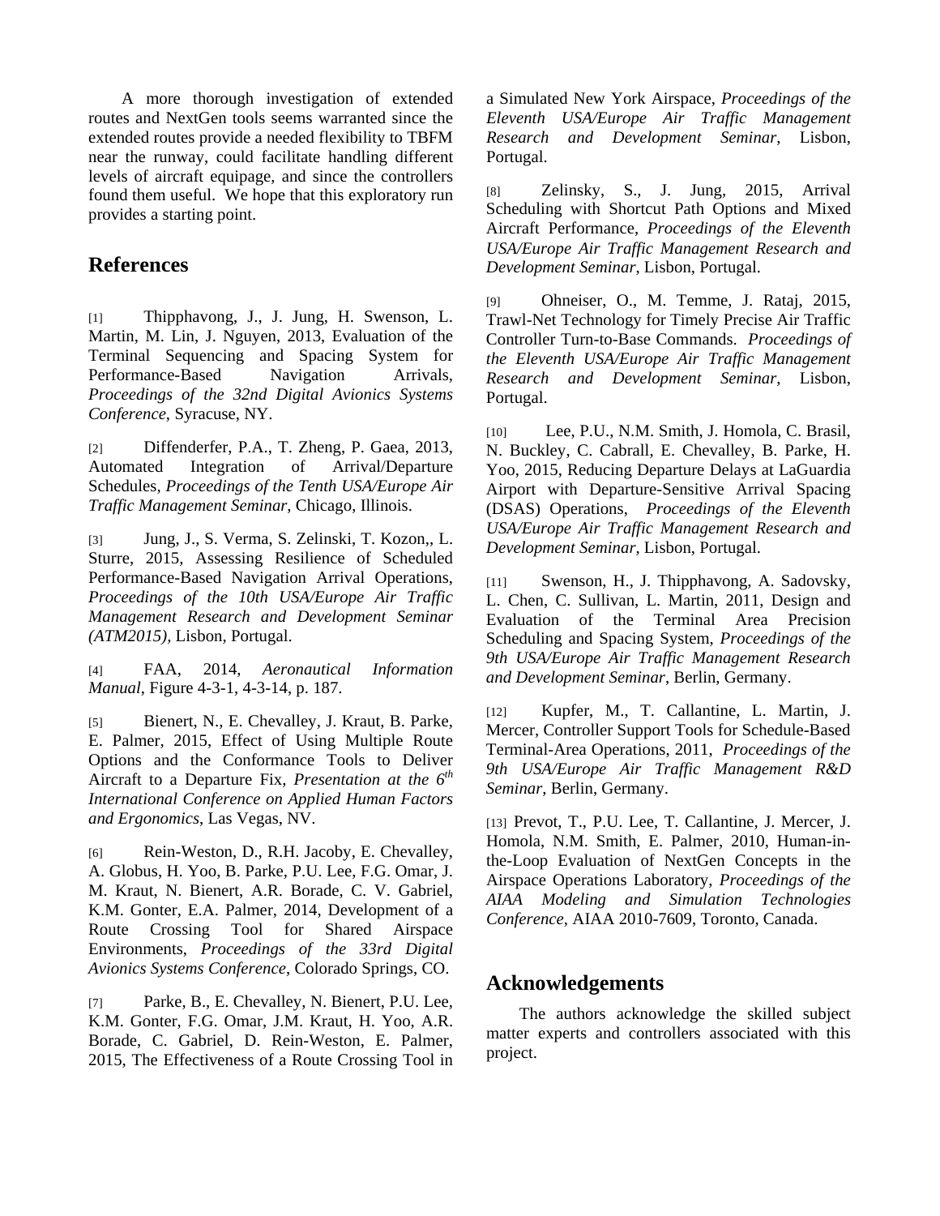A more thorough investigation of extended routes and NextGen tools seems warranted since the extended routes provide a needed flexibility to TBFM near the runway, could facilitate handling different levels of aircraft equipage, and since the controllers found them useful. We hope that this exploratory run provides a starting point.

## References

[1] Thipphavong, J., J. Jung, H. Swenson, L. Martin, M. Lin, J. Nguyen, 2013, Evaluation of the Terminal Sequencing and Spacing System for Performance-Based Navigation Arrivals, *Proceedings of the 32nd Digital Avionics Systems Conference*, Syracuse, NY.

[2] Diffenderfer, P.A., T. Zheng, P. Gaea, 2013, Automated Integration of Arrival/Departure Schedules, *Proceedings of the Tenth USA/Europe Air Traffic Management Seminar*, Chicago, Illinois.

[3] Jung, J., S. Verma, S. Zelinski, T. Kozon,, L. Sturre, 2015, Assessing Resilience of Scheduled Performance-Based Navigation Arrival Operations, *Proceedings of the 10th USA/Europe Air Traffic Management Research and Development Seminar (ATM2015)*, Lisbon, Portugal.

[4] FAA, 2014, *Aeronautical Information Manual*, Figure 4-3-1, 4-3-14, p. 187.

[5] Bienert, N., E. Chevalley, J. Kraut, B. Parke, E. Palmer, 2015, Effect of Using Multiple Route Options and the Conformance Tools to Deliver Aircraft to a Departure Fix, *Presentation at the 6th International Conference on Applied Human Factors and Ergonomics*, Las Vegas, NV.

[6] Rein-Weston, D., R.H. Jacoby, E. Chevalley, A. Globus, H. Yoo, B. Parke, P.U. Lee, F.G. Omar, J. M. Kraut, N. Bienert, A.R. Borade, C. V. Gabriel, K.M. Gonter, E.A. Palmer, 2014, Development of a Route Crossing Tool for Shared Airspace Environments, *Proceedings of the 33rd Digital Avionics Systems Conference*, Colorado Springs, CO.

[7] Parke, B., E. Chevalley, N. Bienert, P.U. Lee, K.M. Gonter, F.G. Omar, J.M. Kraut, H. Yoo, A.R. Borade, C. Gabriel, D. Rein-Weston, E. Palmer, 2015, The Effectiveness of a Route Crossing Tool in a Simulated New York Airspace, *Proceedings of the Eleventh USA/Europe Air Traffic Management Research and Development Seminar*, Lisbon, Portugal.

[8] Zelinsky, S., J. Jung, 2015, Arrival Scheduling with Shortcut Path Options and Mixed Aircraft Performance, *Proceedings of the Eleventh USA/Europe Air Traffic Management Research and Development Seminar*, Lisbon, Portugal.

[9] Ohneiser, O., M. Temme, J. Rataj, 2015, Trawl-Net Technology for Timely Precise Air Traffic Controller Turn-to-Base Commands. *Proceedings of the Eleventh USA/Europe Air Traffic Management Research and Development Seminar*, Lisbon, Portugal.

[10] Lee, P.U., N.M. Smith, J. Homola, C. Brasil, N. Buckley, C. Cabrall, E. Chevalley, B. Parke, H. Yoo, 2015, Reducing Departure Delays at LaGuardia Airport with Departure-Sensitive Arrival Spacing (DSAS) Operations, *Proceedings of the Eleventh USA/Europe Air Traffic Management Research and Development Seminar*, Lisbon, Portugal.

[11] Swenson, H., J. Thipphavong, A. Sadovsky, L. Chen, C. Sullivan, L. Martin, 2011, Design and Evaluation of the Terminal Area Precision Scheduling and Spacing System, *Proceedings of the 9th USA/Europe Air Traffic Management Research and Development Seminar*, Berlin, Germany.

[12] Kupfer, M., T. Callantine, L. Martin, J. Mercer, Controller Support Tools for Schedule-Based Terminal-Area Operations, 2011, *Proceedings of the 9th USA/Europe Air Traffic Management R&D Seminar*, Berlin, Germany.

[13] Prevot, T., P.U. Lee, T. Callantine, J. Mercer, J. Homola, N.M. Smith, E. Palmer, 2010, Human-in-the-Loop Evaluation of NextGen Concepts in the Airspace Operations Laboratory, *Proceedings of the AIAA Modeling and Simulation Technologies Conference,* AIAA 2010-7609, Toronto, Canada.

## Acknowledgements

The authors acknowledge the skilled subject matter experts and controllers associated with this project.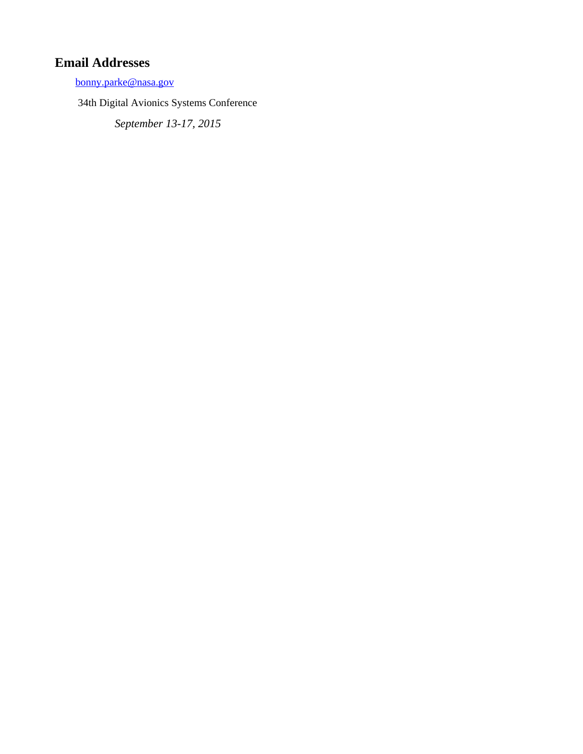## Email Addresses

bonny.parke@nasa.gov